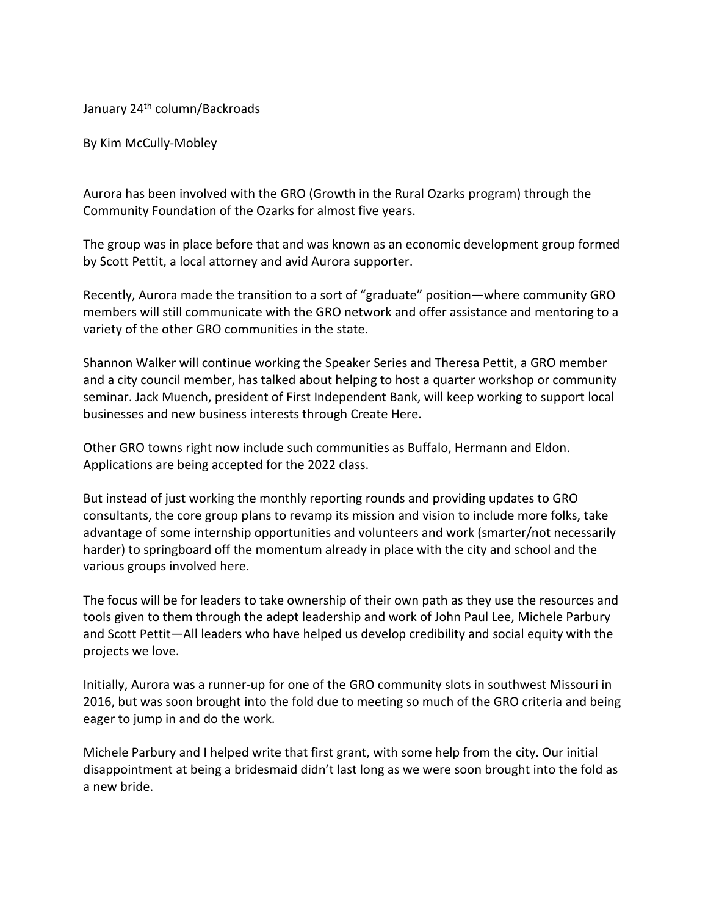January 24th column/Backroads

By Kim McCully-Mobley

Aurora has been involved with the GRO (Growth in the Rural Ozarks program) through the Community Foundation of the Ozarks for almost five years.

The group was in place before that and was known as an economic development group formed by Scott Pettit, a local attorney and avid Aurora supporter.

Recently, Aurora made the transition to a sort of "graduate" position—where community GRO members will still communicate with the GRO network and offer assistance and mentoring to a variety of the other GRO communities in the state.

Shannon Walker will continue working the Speaker Series and Theresa Pettit, a GRO member and a city council member, has talked about helping to host a quarter workshop or community seminar. Jack Muench, president of First Independent Bank, will keep working to support local businesses and new business interests through Create Here.

Other GRO towns right now include such communities as Buffalo, Hermann and Eldon. Applications are being accepted for the 2022 class.

But instead of just working the monthly reporting rounds and providing updates to GRO consultants, the core group plans to revamp its mission and vision to include more folks, take advantage of some internship opportunities and volunteers and work (smarter/not necessarily harder) to springboard off the momentum already in place with the city and school and the various groups involved here.

The focus will be for leaders to take ownership of their own path as they use the resources and tools given to them through the adept leadership and work of John Paul Lee, Michele Parbury and Scott Pettit—All leaders who have helped us develop credibility and social equity with the projects we love.

Initially, Aurora was a runner-up for one of the GRO community slots in southwest Missouri in 2016, but was soon brought into the fold due to meeting so much of the GRO criteria and being eager to jump in and do the work.

Michele Parbury and I helped write that first grant, with some help from the city. Our initial disappointment at being a bridesmaid didn't last long as we were soon brought into the fold as a new bride.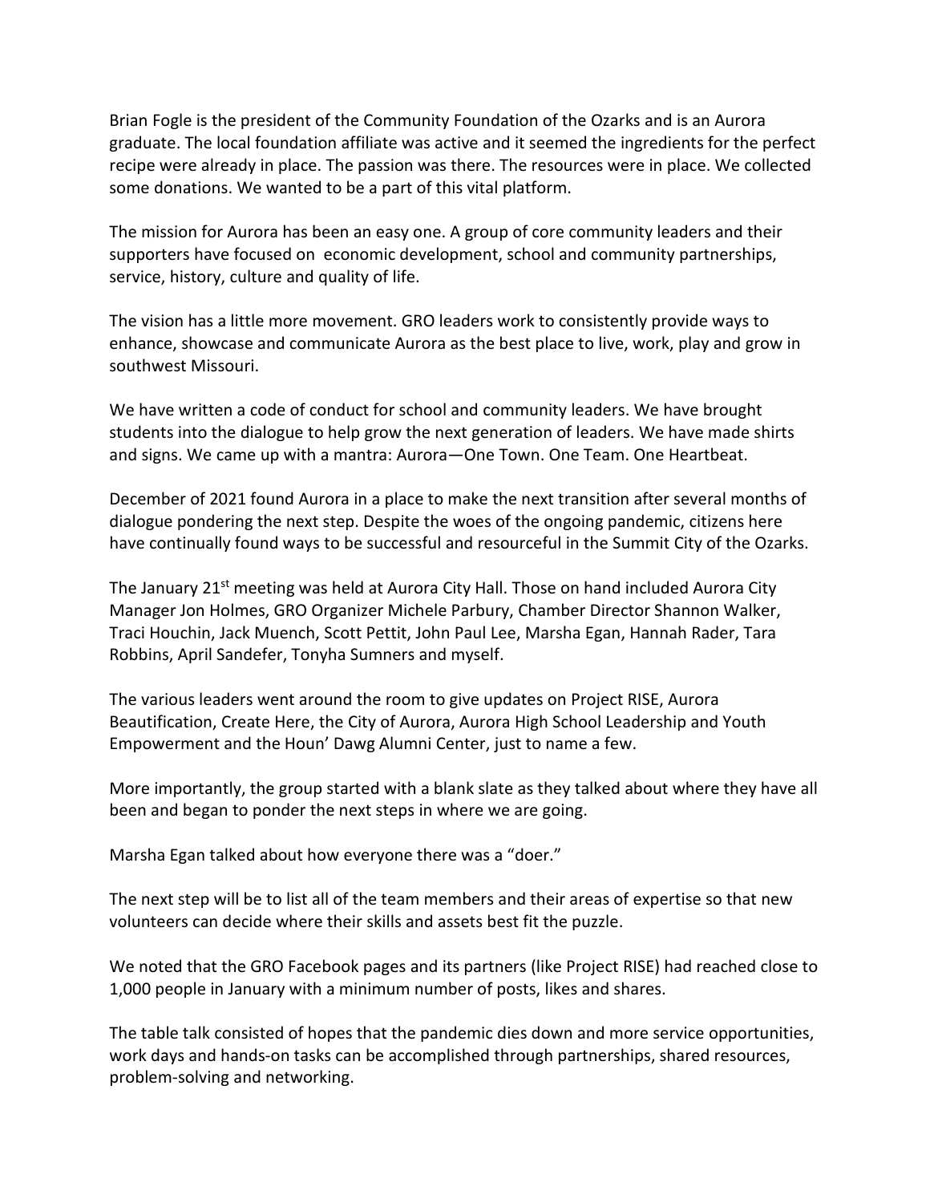Brian Fogle is the president of the Community Foundation of the Ozarks and is an Aurora graduate. The local foundation affiliate was active and it seemed the ingredients for the perfect recipe were already in place. The passion was there. The resources were in place. We collected some donations. We wanted to be a part of this vital platform.

The mission for Aurora has been an easy one. A group of core community leaders and their supporters have focused on economic development, school and community partnerships, service, history, culture and quality of life.

The vision has a little more movement. GRO leaders work to consistently provide ways to enhance, showcase and communicate Aurora as the best place to live, work, play and grow in southwest Missouri.

We have written a code of conduct for school and community leaders. We have brought students into the dialogue to help grow the next generation of leaders. We have made shirts and signs. We came up with a mantra: Aurora—One Town. One Team. One Heartbeat.

December of 2021 found Aurora in a place to make the next transition after several months of dialogue pondering the next step. Despite the woes of the ongoing pandemic, citizens here have continually found ways to be successful and resourceful in the Summit City of the Ozarks.

The January 21st meeting was held at Aurora City Hall. Those on hand included Aurora City Manager Jon Holmes, GRO Organizer Michele Parbury, Chamber Director Shannon Walker, Traci Houchin, Jack Muench, Scott Pettit, John Paul Lee, Marsha Egan, Hannah Rader, Tara Robbins, April Sandefer, Tonyha Sumners and myself.

The various leaders went around the room to give updates on Project RISE, Aurora Beautification, Create Here, the City of Aurora, Aurora High School Leadership and Youth Empowerment and the Houn' Dawg Alumni Center, just to name a few.

More importantly, the group started with a blank slate as they talked about where they have all been and began to ponder the next steps in where we are going.

Marsha Egan talked about how everyone there was a "doer."

The next step will be to list all of the team members and their areas of expertise so that new volunteers can decide where their skills and assets best fit the puzzle.

We noted that the GRO Facebook pages and its partners (like Project RISE) had reached close to 1,000 people in January with a minimum number of posts, likes and shares.

The table talk consisted of hopes that the pandemic dies down and more service opportunities, work days and hands-on tasks can be accomplished through partnerships, shared resources, problem-solving and networking.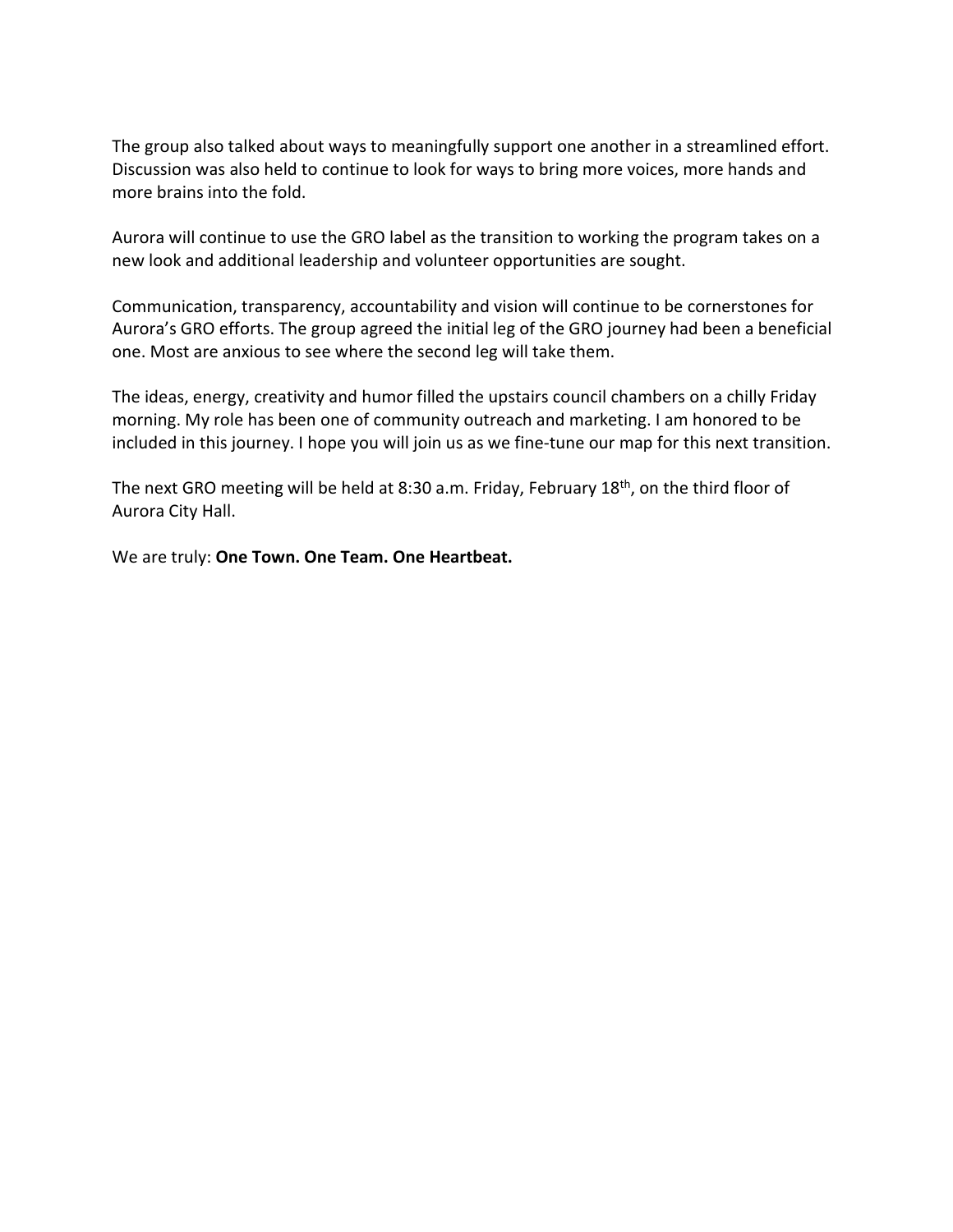The group also talked about ways to meaningfully support one another in a streamlined effort. Discussion was also held to continue to look for ways to bring more voices, more hands and more brains into the fold.

Aurora will continue to use the GRO label as the transition to working the program takes on a new look and additional leadership and volunteer opportunities are sought.

Communication, transparency, accountability and vision will continue to be cornerstones for Aurora's GRO efforts. The group agreed the initial leg of the GRO journey had been a beneficial one. Most are anxious to see where the second leg will take them.

The ideas, energy, creativity and humor filled the upstairs council chambers on a chilly Friday morning. My role has been one of community outreach and marketing. I am honored to be included in this journey. I hope you will join us as we fine-tune our map for this next transition.

The next GRO meeting will be held at 8:30 a.m. Friday, February 18th, on the third floor of Aurora City Hall.

We are truly: **One Town. One Team. One Heartbeat.**